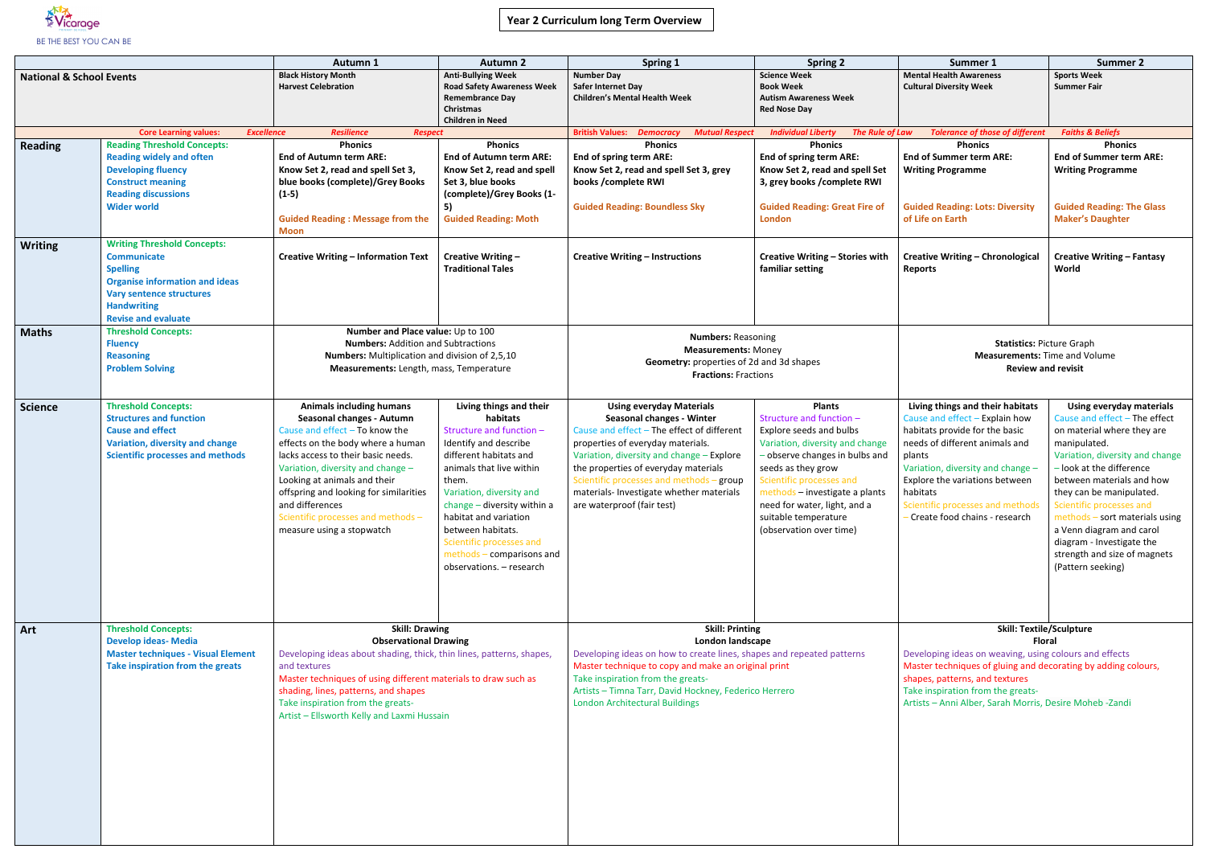Vicarage

BE THE BEST YOU CAN BE

# Year 2 Curriculum long Term Overview

| | | Autumn 1 | Autumn 2 | Spring 1 | Spring 2 | Summer 1 | Summer 2 |
|---|---|---|---|---|---|---|---|
| **National & School Events** | | Black History Month<br>Harvest Celebration | Anti-Bullying Week<br>Road Safety Awareness Week<br>Remembrance Day<br>Christmas<br>Children in Need | Number Day<br>Safer Internet Day<br>Children's Mental Health Week | Science Week<br>Book Week<br>Autism Awareness Week<br>Red Nose Day | Mental Health Awareness<br>Cultural Diversity Week | Sports Week<br>Summer Fair |
| | Core Learning values: *Excellence* | *Resilience* | *Respect* | British Values: *Democracy* *Mutual Respect* | *Individual Liberty* *The Rule of Law* | *Tolerance of those of different* | *Faiths & Beliefs* |
| **Reading** | Reading Threshold Concepts:<br>Reading widely and often<br>Developing fluency<br>Construct meaning<br>Reading discussions<br>Wider world | **Phonics**<br>**End of Autumn term ARE:**<br>**Know Set 2, read and spell Set 3, blue books (complete)/Grey Books (1-5)**<br><br>Guided Reading : Message from the Moon | **Phonics**<br>**End of Autumn term ARE:**<br>**Know Set 2, read and spell Set 3, blue books (complete)/Grey Books (1-5)**<br>Guided Reading: Moth | **Phonics**<br>**End of spring term ARE:**<br>**Know Set 2, read and spell Set 3, grey books /complete RWI**<br><br>Guided Reading: Boundless Sky | **Phonics**<br>**End of spring term ARE:**<br>**Know Set 2, read and spell Set 3, grey books /complete RWI**<br><br>Guided Reading: Great Fire of London | **Phonics**<br>**End of Summer term ARE:**<br>**Writing Programme**<br><br>Guided Reading: Lots: Diversity of Life on Earth | **Phonics**<br>**End of Summer term ARE:**<br>**Writing Programme**<br><br>Guided Reading: The Glass Maker's Daughter |
| **Writing** | Writing Threshold Concepts:<br>Communicate<br>Spelling<br>Organise information and ideas<br>Vary sentence structures<br>Handwriting<br>Revise and evaluate | **Creative Writing – Information Text** | **Creative Writing – Traditional Tales** | **Creative Writing – Instructions** | **Creative Writing – Stories with familiar setting** | **Creative Writing – Chronological Reports** | **Creative Writing – Fantasy World** |
| **Maths** | Threshold Concepts:<br>Fluency<br>Reasoning<br>Problem Solving | **Number and Place value:** Up to 100<br>**Numbers:** Addition and Subtractions<br>**Numbers:** Multiplication and division of 2,5,10<br>**Measurements:** Length, mass, Temperature | | **Numbers:** Reasoning<br>**Measurements:** Money<br>**Geometry:** properties of 2d and 3d shapes<br>**Fractions:** Fractions | | **Statistics:** Picture Graph<br>**Measurements:** Time and Volume<br>**Review and revisit** | |
| **Science** | Threshold Concepts:<br>Structures and function<br>Cause and effect<br>Variation, diversity and change<br>Scientific processes and methods | **Animals including humans**<br>**Seasonal changes - Autumn**<br>Cause and effect – To know the effects on the body where a human lacks access to their basic needs.<br>Variation, diversity and change – Looking at animals and their offspring and looking for similarities and differences<br>Scientific processes and methods – measure using a stopwatch | **Living things and their habitats**<br>Structure and function – Identify and describe different habitats and animals that live within them.<br>Variation, diversity and change – diversity within a habitat and variation between habitats.<br>Scientific processes and methods – comparisons and observations. – research | **Using everyday Materials**<br>**Seasonal changes - Winter**<br>Cause and effect – The effect of different properties of everyday materials.<br>Variation, diversity and change – Explore the properties of everyday materials<br>Scientific processes and methods – group materials- Investigate whether materials are waterproof (fair test) | **Plants**<br>Structure and function – Explore seeds and bulbs<br>Variation, diversity and change – observe changes in bulbs and seeds as they grow<br>Scientific processes and methods – investigate a plants need for water, light, and a suitable temperature (observation over time) | **Living things and their habitats**<br>Cause and effect – Explain how habitats provide for the basic needs of different animals and plants<br>Variation, diversity and change – Explore the variations between habitats<br>Scientific processes and methods – Create food chains - research | **Using everyday materials**<br>Cause and effect – The effect on material where they are manipulated.<br>Variation, diversity and change – look at the difference between materials and how they can be manipulated.<br>Scientific processes and methods – sort materials using a Venn diagram and carol diagram - Investigate the strength and size of magnets (Pattern seeking) |
| **Art** | Threshold Concepts:<br>Develop ideas- Media<br>Master techniques - Visual Element<br>Take inspiration from the greats | **Skill: Drawing**<br>**Observational Drawing**<br>Developing ideas about shading, thick, thin lines, patterns, shapes, and textures<br>Master techniques of using different materials to draw such as shading, lines, patterns, and shapes<br>Take inspiration from the greats-<br>Artist – Ellsworth Kelly and Laxmi Hussain | | **Skill: Printing**<br>**London landscape**<br>Developing ideas on how to create lines, shapes and repeated patterns<br>Master technique to copy and make an original print<br>Take inspiration from the greats-<br>Artists – Timna Tarr, David Hockney, Federico Herrero<br>London Architectural Buildings | | **Skill: Textile/Sculpture**<br>**Floral**<br>Developing ideas on weaving, using colours and effects<br>Master techniques of gluing and decorating by adding colours, shapes, patterns, and textures<br>Take inspiration from the greats-<br>Artists – Anni Alber, Sarah Morris, Desire Moheb -Zandi | |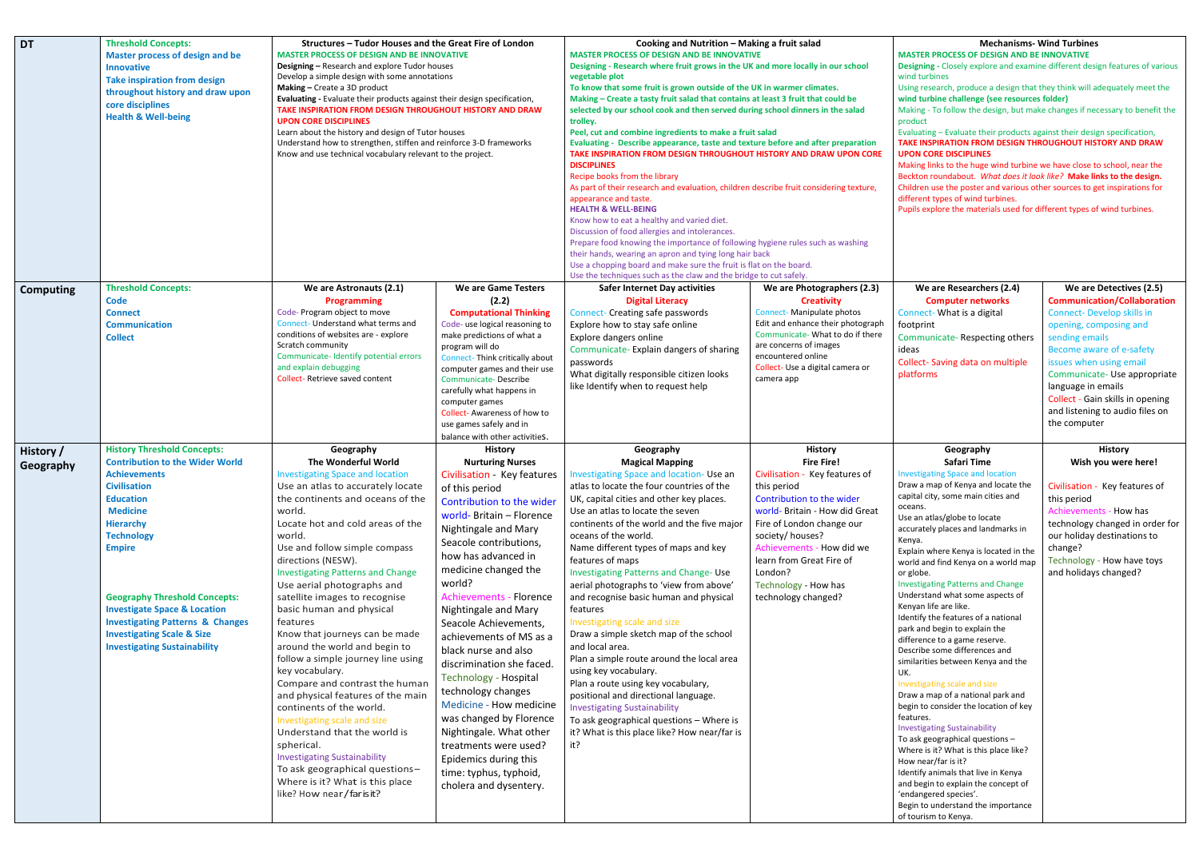| | | | | | | | |
|---|---|---|---|---|---|---|---|
| **DT** | **Threshold Concepts:** **Master process of design and be Innovative** **Take inspiration from design throughout history and draw upon core disciplines** **Health & Well-being** | **Structures – Tudor Houses and the Great Fire of London** **MASTER PROCESS OF DESIGN AND BE INNOVATIVE** **Designing –** Research and explore Tudor houses Develop a simple design with some annotations **Making –** Create a 3D product **Evaluating -** Evaluate their products against their design specification, **TAKE INSPIRATION FROM DESIGN THROUGHOUT HISTORY AND DRAW UPON CORE DISCIPLINES** Learn about the history and design of Tutor houses Understand how to strengthen, stiffen and reinforce 3-D frameworks Know and use technical vocabulary relevant to the project. | | **Cooking and Nutrition – Making a fruit salad** **MASTER PROCESS OF DESIGN AND BE INNOVATIVE** **Designing - Research where fruit grows in the UK and more locally in our school vegetable plot** **To know that some fruit is grown outside of the UK in warmer climates.** **Making – Create a tasty fruit salad that contains at least 3 fruit that could be selected by our school cook and then served during school dinners in the salad trolley.** **Peel, cut and combine ingredients to make a fruit salad** **Evaluating - Describe appearance, taste and texture before and after preparation** **TAKE INSPIRATION FROM DESIGN THROUGHOUT HISTORY AND DRAW UPON CORE DISCIPLINES** Recipe books from the library As part of their research and evaluation, children describe fruit considering texture, appearance and taste. **HEALTH & WELL-BEING** Know how to eat a healthy and varied diet. Discussion of food allergies and intolerances. Prepare food knowing the importance of following hygiene rules such as washing their hands, wearing an apron and tying long hair back Use a chopping board and make sure the fruit is flat on the board. Use the techniques such as the claw and the bridge to cut safely. | | **Mechanisms- Wind Turbines** **MASTER PROCESS OF DESIGN AND BE INNOVATIVE** **Designing -** Closely explore and examine different design features of various wind turbines Using research, produce a design that they think will adequately meet the **wind turbine challenge (see resources folder)** Making - To follow the design, but make changes if necessary to benefit the product Evaluating – Evaluate their products against their design specification, **TAKE INSPIRATION FROM DESIGN THROUGHOUT HISTORY AND DRAW UPON CORE DISCIPLINES** Making links to the huge wind turbine we have close to school, near the Beckton roundabout. *What does it look like?* **Make links to the design.** Children use the poster and various other sources to get inspirations for different types of wind turbines. Pupils explore the materials used for different types of wind turbines. | |
| **Computing** | **Threshold Concepts:** **Code** **Connect** **Communication** **Collect** | **We are Astronauts (2.1)** **Programming** Code- Program object to move Connect- Understand what terms and conditions of websites are - explore Scratch community Communicate- Identify potential errors and explain debugging Collect- Retrieve saved content | **We are Game Testers (2.2)** **Computational Thinking** Code- use logical reasoning to make predictions of what a program will do Connect- Think critically about computer games and their use Communicate- Describe carefully what happens in computer games Collect- Awareness of how to use games safely and in balance with other activities. | **Safer Internet Day activities** **Digital Literacy** Connect- Creating safe passwords Explore how to stay safe online Explore dangers online Communicate- Explain dangers of sharing passwords What digitally responsible citizen looks like Identify when to request help | **We are Photographers (2.3)** **Creativity** Connect- Manipulate photos Edit and enhance their photograph Communicate- What to do if there are concerns of images encountered online Collect- Use a digital camera or camera app | **We are Researchers (2.4)** **Computer networks** Connect- What is a digital footprint Communicate- Respecting others ideas Collect- Saving data on multiple platforms | **We are Detectives (2.5)** **Communication/Collaboration** Connect- Develop skills in opening, composing and sending emails Become aware of e-safety issues when using email Communicate- Use appropriate language in emails Collect - Gain skills in opening and listening to audio files on the computer |
| **History / Geography** | **History Threshold Concepts:** **Contribution to the Wider World** **Achievements** **Civilisation** **Education** **Medicine** **Hierarchy** **Technology** **Empire** **Geography Threshold Concepts:** **Investigate Space & Location** **Investigating Patterns & Changes** **Investigating Scale & Size** **Investigating Sustainability** | **Geography** **The Wonderful World** Investigating Space and location Use an atlas to accurately locate the continents and oceans of the world. Locate hot and cold areas of the world. Use and follow simple compass directions (NESW). Investigating Patterns and Change Use aerial photographs and satellite images to recognise basic human and physical features Know that journeys can be made around the world and begin to follow a simple journey line using key vocabulary. Compare and contrast the human and physical features of the main continents of the world. Investigating scale and size Understand that the world is spherical. Investigating Sustainability To ask geographical questions– Where is it? What is this place like? How near/far is it? | **History** **Nurturing Nurses** Civilisation - Key features of this period Contribution to the wider world- Britain – Florence Nightingale and Mary Seacole contributions, how has advanced in medicine changed the world? Achievements - Florence Nightingale and Mary Seacole Achievements, achievements of MS as a black nurse and also discrimination she faced. Technology - Hospital technology changes Medicine - How medicine was changed by Florence Nightingale. What other treatments were used? Epidemics during this time: typhus, typhoid, cholera and dysentery. | **Geography** **Magical Mapping** Investigating Space and location- Use an atlas to locate the four countries of the UK, capital cities and other key places. Use an atlas to locate the seven continents of the world and the five major oceans of the world. Name different types of maps and key features of maps Investigating Patterns and Change- Use aerial photographs to 'view from above' and recognise basic human and physical features Investigating scale and size Draw a simple sketch map of the school and local area. Plan a simple route around the local area using key vocabulary. Plan a route using key vocabulary, positional and directional language. Investigating Sustainability To ask geographical questions – Where is it? What is this place like? How near/far is it? | **History** **Fire Fire!** Civilisation - Key features of this period Contribution to the wider world- Britain - How did Great Fire of London change our society/ houses? Achievements - How did we learn from Great Fire of London? Technology - How has technology changed? | **Geography** **Safari Time** Investigating Space and location Draw a map of Kenya and locate the capital city, some main cities and oceans. Use an atlas/globe to locate accurately places and landmarks in Kenya. Explain where Kenya is located in the world and find Kenya on a world map or globe. Investigating Patterns and Change Understand what some aspects of Kenyan life are like. Identify the features of a national park and begin to explain the difference to a game reserve. Describe some differences and similarities between Kenya and the UK. Investigating scale and size Draw a map of a national park and begin to consider the location of key features. Investigating Sustainability To ask geographical questions – Where is it? What is this place like? How near/far is it? Identify animals that live in Kenya and begin to explain the concept of 'endangered species'. Begin to understand the importance of tourism to Kenya. | **History** **Wish you were here!** Civilisation - Key features of this period Achievements - How has technology changed in order for our holiday destinations to change? Technology - How have toys and holidays changed? |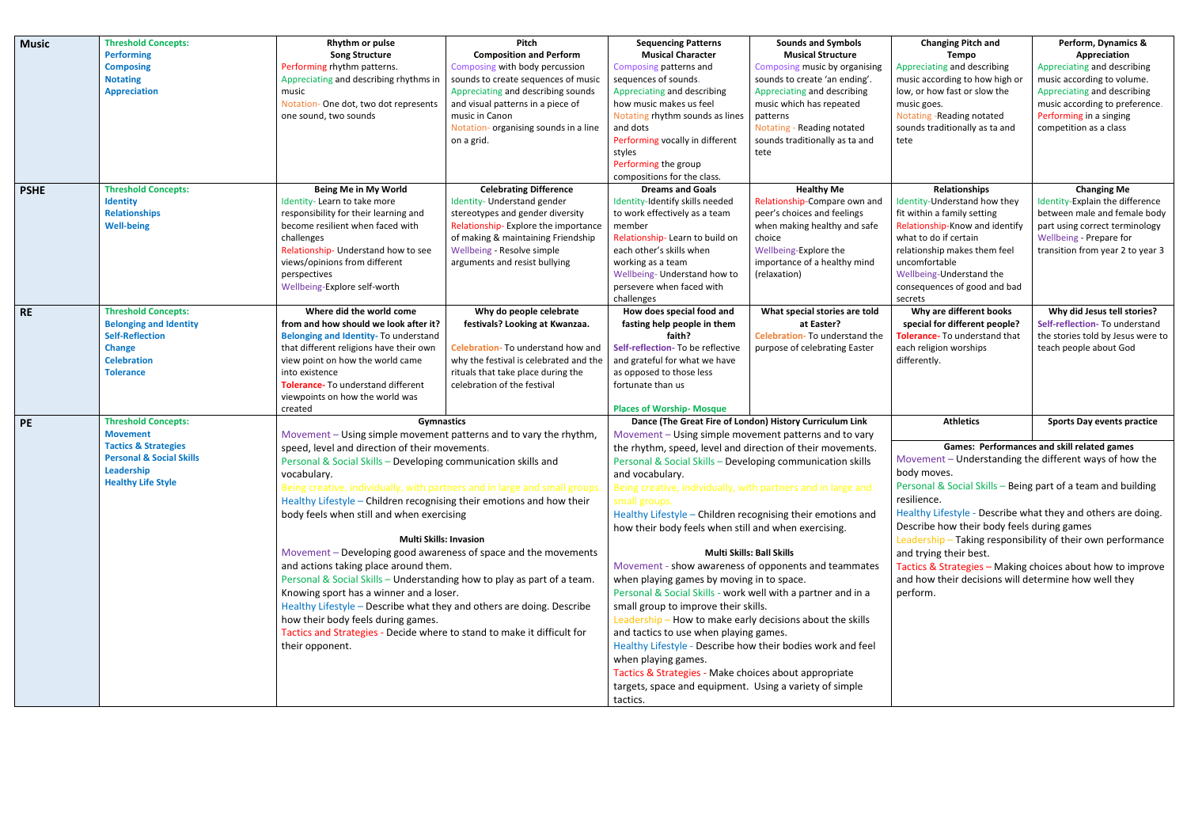| | | | | | | | |
|---|---|---|---|---|---|---|---|
| **Music** | **Threshold Concepts:**<br>**Performing**<br>**Composing**<br>**Notating**<br>**Appreciation** | **Rhythm or pulse**<br>**Song Structure**<br>Performing rhythm patterns.<br>Appreciating and describing rhythms in music<br>Notation- One dot, two dot represents one sound, two sounds | **Pitch**<br>**Composition and Perform**<br>Composing with body percussion sounds to create sequences of music<br>Appreciating and describing sounds and visual patterns in a piece of music in Canon<br>Notation- organising sounds in a line on a grid. | **Sequencing Patterns**<br>**Musical Character**<br>Composing patterns and sequences of sounds.<br>Appreciating and describing how music makes us feel<br>Notating rhythm sounds as lines and dots<br>Performing vocally in different styles<br>Performing the group compositions for the class. | **Sounds and Symbols**<br>**Musical Structure**<br>Composing music by organising sounds to create 'an ending'.<br>Appreciating and describing music which has repeated patterns<br>Notating - Reading notated sounds traditionally as ta and tete | **Changing Pitch and Tempo**<br>Appreciating and describing music according to how high or low, or how fast or slow the music goes.<br>Notating -Reading notated sounds traditionally as ta and tete | **Perform, Dynamics & Appreciation**<br>Appreciating and describing music according to volume.<br>Appreciating and describing music according to preference.<br>Performing in a singing competition as a class |
| **PSHE** | **Threshold Concepts:**<br>**Identity**<br>**Relationships**<br>**Well-being** | **Being Me in My World**<br>Identity- Learn to take more responsibility for their learning and become resilient when faced with challenges<br>Relationship- Understand how to see views/opinions from different perspectives<br>Wellbeing-Explore self-worth | **Celebrating Difference**<br>Identity- Understand gender stereotypes and gender diversity<br>Relationship- Explore the importance of making & maintaining Friendship<br>Wellbeing - Resolve simple arguments and resist bullying | **Dreams and Goals**<br>Identity-Identify skills needed to work effectively as a team member<br>Relationship- Learn to build on each other's skills when working as a team<br>Wellbeing- Understand how to persevere when faced with challenges | **Healthy Me**<br>Relationship-Compare own and peer's choices and feelings when making healthy and safe choice<br>Wellbeing-Explore the importance of a healthy mind (relaxation) | **Relationships**<br>Identity-Understand how they fit within a family setting<br>Relationship-Know and identify what to do if certain relationship makes them feel uncomfortable<br>Wellbeing-Understand the consequences of good and bad secrets | **Changing Me**<br>Identity-Explain the difference between male and female body part using correct terminology<br>Wellbeing - Prepare for transition from year 2 to year 3 |
| **RE** | **Threshold Concepts:**<br>**Belonging and Identity**<br>**Self-Reflection**<br>**Change**<br>**Celebration**<br>**Tolerance** | **Where did the world come from and how should we look after it?**<br>**Belonging and Identity-** To understand that different religions have their own view point on how the world came into existence<br>**Tolerance-** To understand different viewpoints on how the world was created | **Why do people celebrate festivals? Looking at Kwanzaa.**<br>**Celebration-** To understand how and why the festival is celebrated and the rituals that take place during the celebration of the festival | **How does special food and fasting help people in them faith?**<br>**Self-reflection-** To be reflective and grateful for what we have as opposed to those less fortunate than us<br>**Places of Worship- Mosque** | **What special stories are told at Easter?**<br>**Celebration-** To understand the purpose of celebrating Easter | **Why are different books special for different people?**<br>**Tolerance-** To understand that each religion worships differently. | **Why did Jesus tell stories?**<br>**Self-reflection-** To understand the stories told by Jesus were to teach people about God |
| **PE** | **Threshold Concepts:**<br>**Movement**<br>**Tactics & Strategies**<br>**Personal & Social Skills**<br>**Leadership**<br>**Healthy Life Style** | **Gymnastics**<br>Movement – Using simple movement patterns and to vary the rhythm, speed, level and direction of their movements.<br>Personal & Social Skills – Developing communication skills and vocabulary.<br>Being creative, individually, with partners and in large and small groups.<br>Healthy Lifestyle – Children recognising their emotions and how their body feels when still and when exercising<br><br>**Multi Skills: Invasion**<br>Movement – Developing good awareness of space and the movements and actions taking place around them.<br>Personal & Social Skills – Understanding how to play as part of a team. Knowing sport has a winner and a loser.<br>Healthy Lifestyle – Describe what they and others are doing. Describe how their body feels during games.<br>Tactics and Strategies - Decide where to stand to make it difficult for their opponent. | | **Dance (The Great Fire of London) History Curriculum Link**<br>Movement – Using simple movement patterns and to vary the rhythm, speed, level and direction of their movements.<br>Personal & Social Skills – Developing communication skills and vocabulary.<br>Being creative, individually, with partners and in large and small groups.<br>Healthy Lifestyle – Children recognising their emotions and how their body feels when still and when exercising.<br><br>**Multi Skills: Ball Skills**<br>Movement - show awareness of opponents and teammates when playing games by moving in to space.<br>Personal & Social Skills - work well with a partner and in a small group to improve their skills.<br>Leadership – How to make early decisions about the skills and tactics to use when playing games.<br>Healthy Lifestyle - Describe how their bodies work and feel when playing games.<br>Tactics & Strategies - Make choices about appropriate targets, space and equipment. Using a variety of simple tactics. | | **Athletics**<br><br>**Games: Performances and skill related games**<br>Movement – Understanding the different ways of how the body moves.<br>Personal & Social Skills – Being part of a team and building resilience.<br>Healthy Lifestyle - Describe what they and others are doing. Describe how their body feels during games<br>Leadership – Taking responsibility of their own performance and trying their best.<br>Tactics & Strategies – Making choices about how to improve and how their decisions will determine how well they perform. | **Sports Day events practice** |